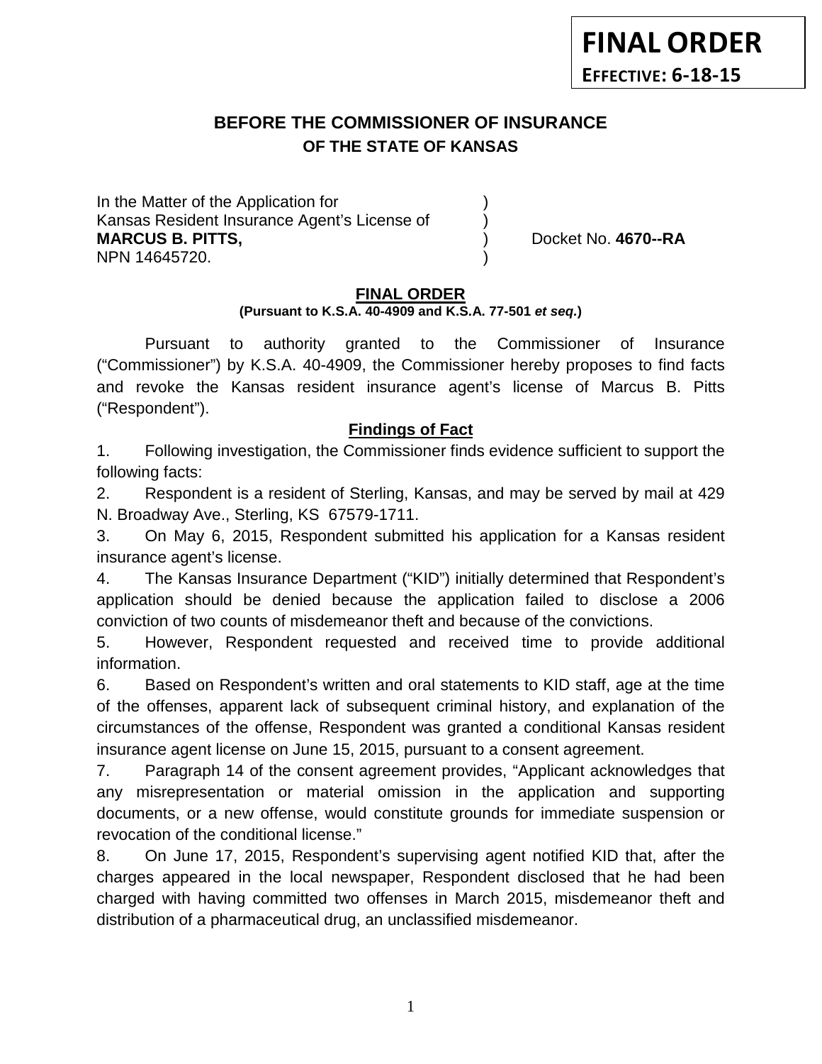**FINAL ORDER**
**EFFECTIVE: 6-18-15**

## BEFORE THE COMMISSIONER OF INSURANCE
### OF THE STATE OF KANSAS

In the Matter of the Application for )
Kansas Resident Insurance Agent's License of )
**MARCUS B. PITTS,** ) Docket No. **4670--RA**
NPN 14645720. )

**FINAL ORDER**
**(Pursuant to K.S.A. 40-4909 and K.S.A. 77-501 *et seq.*)**

Pursuant to authority granted to the Commissioner of Insurance ("Commissioner") by K.S.A. 40-4909, the Commissioner hereby proposes to find facts and revoke the Kansas resident insurance agent's license of Marcus B. Pitts ("Respondent").

**Findings of Fact**

1. Following investigation, the Commissioner finds evidence sufficient to support the following facts:

2. Respondent is a resident of Sterling, Kansas, and may be served by mail at 429 N. Broadway Ave., Sterling, KS 67579-1711.

3. On May 6, 2015, Respondent submitted his application for a Kansas resident insurance agent's license.

4. The Kansas Insurance Department ("KID") initially determined that Respondent's application should be denied because the application failed to disclose a 2006 conviction of two counts of misdemeanor theft and because of the convictions.

5. However, Respondent requested and received time to provide additional information.

6. Based on Respondent's written and oral statements to KID staff, age at the time of the offenses, apparent lack of subsequent criminal history, and explanation of the circumstances of the offense, Respondent was granted a conditional Kansas resident insurance agent license on June 15, 2015, pursuant to a consent agreement.

7. Paragraph 14 of the consent agreement provides, "Applicant acknowledges that any misrepresentation or material omission in the application and supporting documents, or a new offense, would constitute grounds for immediate suspension or revocation of the conditional license."

8. On June 17, 2015, Respondent's supervising agent notified KID that, after the charges appeared in the local newspaper, Respondent disclosed that he had been charged with having committed two offenses in March 2015, misdemeanor theft and distribution of a pharmaceutical drug, an unclassified misdemeanor.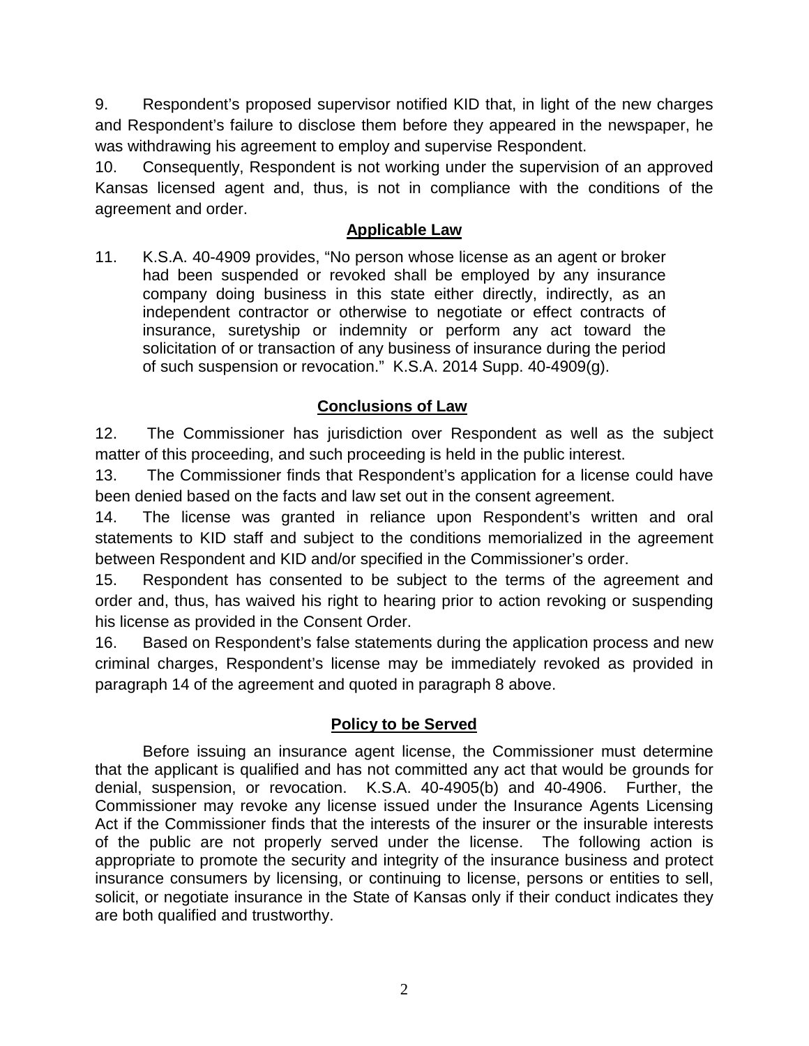9. Respondent's proposed supervisor notified KID that, in light of the new charges and Respondent's failure to disclose them before they appeared in the newspaper, he was withdrawing his agreement to employ and supervise Respondent.

10. Consequently, Respondent is not working under the supervision of an approved Kansas licensed agent and, thus, is not in compliance with the conditions of the agreement and order.

## Applicable Law

11. K.S.A. 40-4909 provides, "No person whose license as an agent or broker had been suspended or revoked shall be employed by any insurance company doing business in this state either directly, indirectly, as an independent contractor or otherwise to negotiate or effect contracts of insurance, suretyship or indemnity or perform any act toward the solicitation of or transaction of any business of insurance during the period of such suspension or revocation." K.S.A. 2014 Supp. 40-4909(g).

## Conclusions of Law

12. The Commissioner has jurisdiction over Respondent as well as the subject matter of this proceeding, and such proceeding is held in the public interest.

13. The Commissioner finds that Respondent's application for a license could have been denied based on the facts and law set out in the consent agreement.

14. The license was granted in reliance upon Respondent's written and oral statements to KID staff and subject to the conditions memorialized in the agreement between Respondent and KID and/or specified in the Commissioner's order.

15. Respondent has consented to be subject to the terms of the agreement and order and, thus, has waived his right to hearing prior to action revoking or suspending his license as provided in the Consent Order.

16. Based on Respondent's false statements during the application process and new criminal charges, Respondent's license may be immediately revoked as provided in paragraph 14 of the agreement and quoted in paragraph 8 above.

## Policy to be Served

Before issuing an insurance agent license, the Commissioner must determine that the applicant is qualified and has not committed any act that would be grounds for denial, suspension, or revocation. K.S.A. 40-4905(b) and 40-4906. Further, the Commissioner may revoke any license issued under the Insurance Agents Licensing Act if the Commissioner finds that the interests of the insurer or the insurable interests of the public are not properly served under the license. The following action is appropriate to promote the security and integrity of the insurance business and protect insurance consumers by licensing, or continuing to license, persons or entities to sell, solicit, or negotiate insurance in the State of Kansas only if their conduct indicates they are both qualified and trustworthy.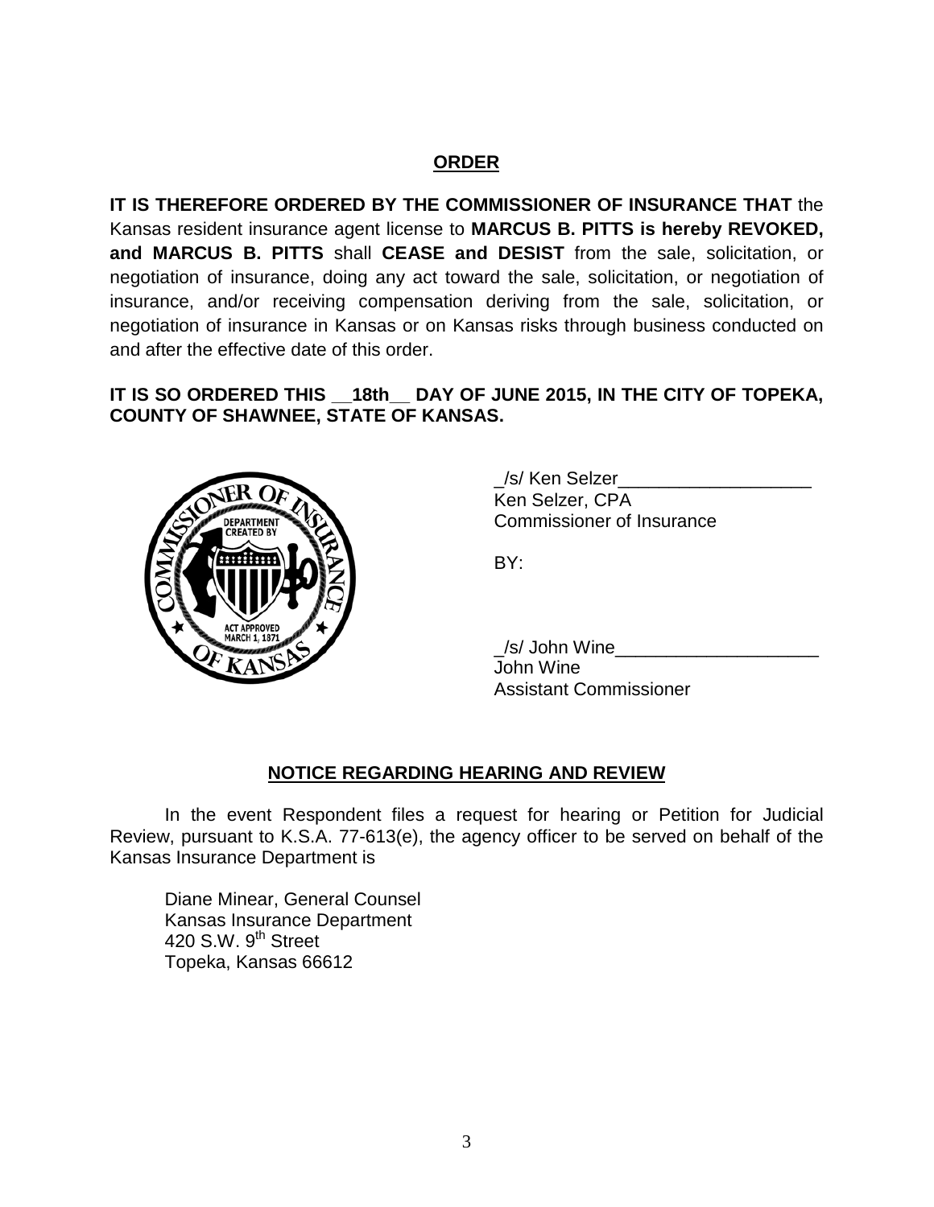## ORDER

**IT IS THEREFORE ORDERED BY THE COMMISSIONER OF INSURANCE THAT** the Kansas resident insurance agent license to **MARCUS B. PITTS is hereby REVOKED, and MARCUS B. PITTS** shall **CEASE and DESIST** from the sale, solicitation, or negotiation of insurance, doing any act toward the sale, solicitation, or negotiation of insurance, and/or receiving compensation deriving from the sale, solicitation, or negotiation of insurance in Kansas or on Kansas risks through business conducted on and after the effective date of this order.

**IT IS SO ORDERED THIS __18th__ DAY OF JUNE 2015, IN THE CITY OF TOPEKA, COUNTY OF SHAWNEE, STATE OF KANSAS.**

_/s/ Ken Selzer___________________
Ken Selzer, CPA
Commissioner of Insurance

BY:

_/s/ John Wine____________________
John Wine
Assistant Commissioner

## NOTICE REGARDING HEARING AND REVIEW

In the event Respondent files a request for hearing or Petition for Judicial Review, pursuant to K.S.A. 77-613(e), the agency officer to be served on behalf of the Kansas Insurance Department is

Diane Minear, General Counsel
Kansas Insurance Department
420 S.W. 9th Street
Topeka, Kansas 66612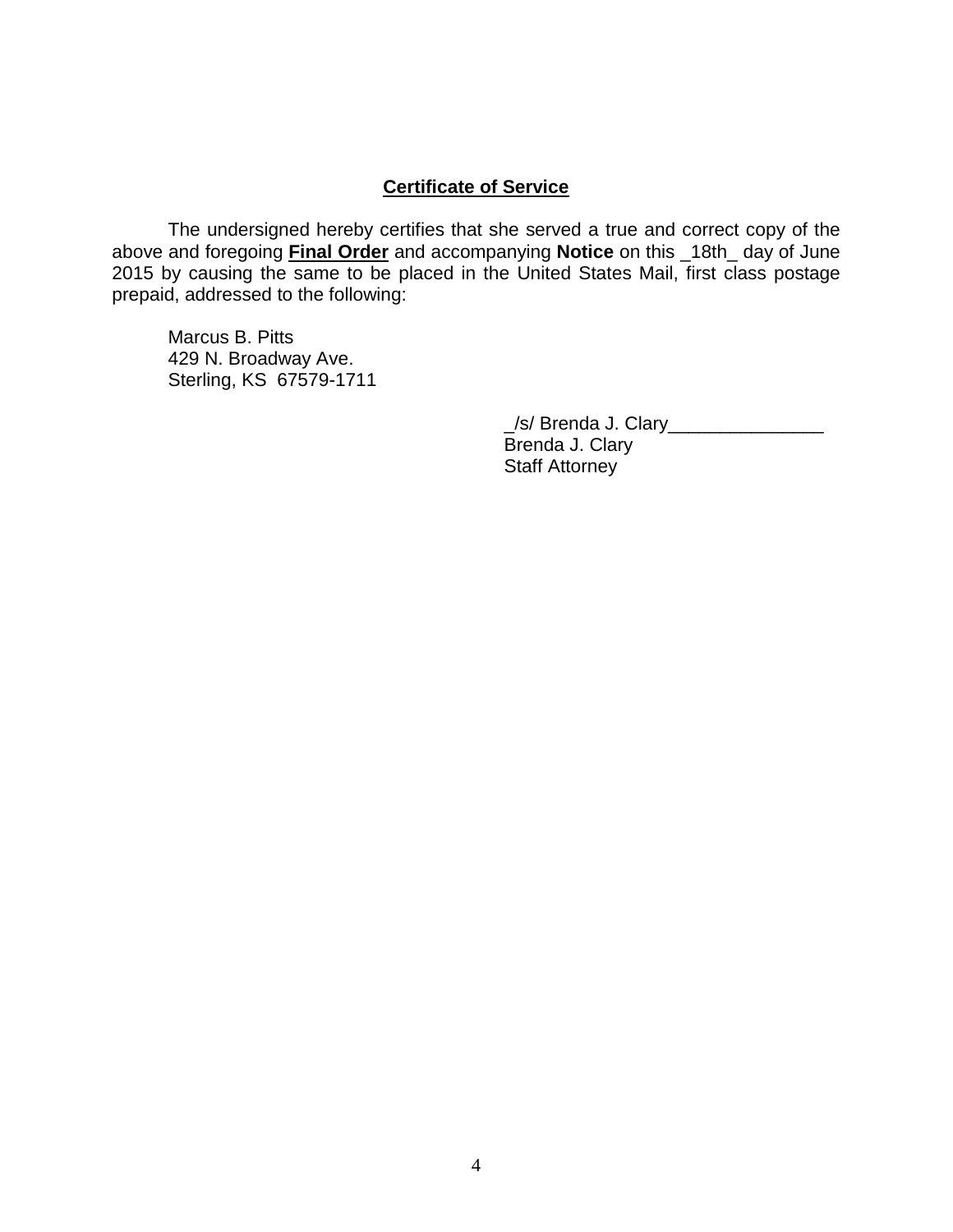**<u>Certificate of Service</u>**

The undersigned hereby certifies that she served a true and correct copy of the above and foregoing **<u>Final Order</u>** and accompanying **Notice** on this _18th_ day of June 2015 by causing the same to be placed in the United States Mail, first class postage prepaid, addressed to the following:

Marcus B. Pitts
429 N. Broadway Ave.
Sterling, KS 67579-1711

_/s/ Brenda J. Clary_______________
Brenda J. Clary
Staff Attorney